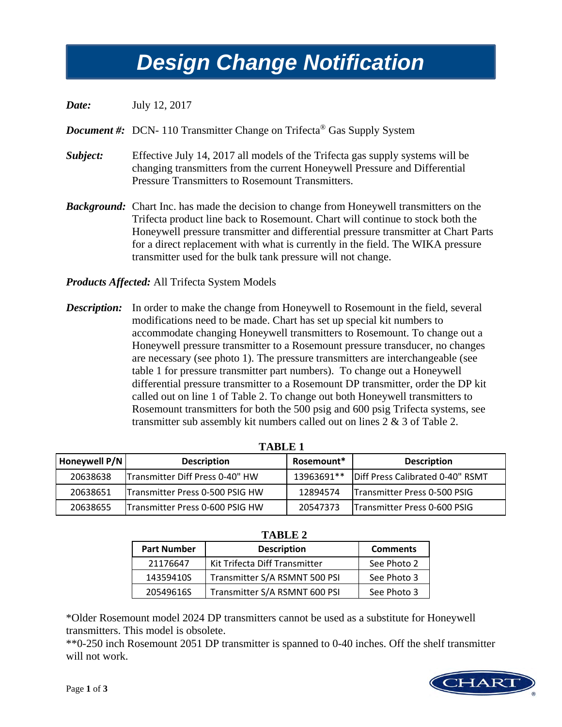# Design Change Notification

***Date:*** July 12, 2017

***Document #:*** DCN- 110 Transmitter Change on Trifecta® Gas Supply System

***Subject:*** Effective July 14, 2017 all models of the Trifecta gas supply systems will be changing transmitters from the current Honeywell Pressure and Differential Pressure Transmitters to Rosemount Transmitters.

***Background:*** Chart Inc. has made the decision to change from Honeywell transmitters on the Trifecta product line back to Rosemount. Chart will continue to stock both the Honeywell pressure transmitter and differential pressure transmitter at Chart Parts for a direct replacement with what is currently in the field. The WIKA pressure transmitter used for the bulk tank pressure will not change.

***Products Affected:*** All Trifecta System Models

***Description:*** In order to make the change from Honeywell to Rosemount in the field, several modifications need to be made. Chart has set up special kit numbers to accommodate changing Honeywell transmitters to Rosemount. To change out a Honeywell pressure transmitter to a Rosemount pressure transducer, no changes are necessary (see photo 1). The pressure transmitters are interchangeable (see table 1 for pressure transmitter part numbers). To change out a Honeywell differential pressure transmitter to a Rosemount DP transmitter, order the DP kit called out on line 1 of Table 2. To change out both Honeywell transmitters to Rosemount transmitters for both the 500 psig and 600 psig Trifecta systems, see transmitter sub assembly kit numbers called out on lines 2 & 3 of Table 2.

**TABLE 1**

| Honeywell P/N | Description | Rosemount* | Description |
|---|---|---|---|
| 20638638 | Transmitter Diff Press 0-40" HW | 13963691** | Diff Press Calibrated 0-40" RSMT |
| 20638651 | Transmitter Press 0-500 PSIG HW | 12894574 | Transmitter Press 0-500 PSIG |
| 20638655 | Transmitter Press 0-600 PSIG HW | 20547373 | Transmitter Press 0-600 PSIG |

**TABLE 2**

| Part Number | Description | Comments |
|---|---|---|
| 21176647 | Kit Trifecta Diff Transmitter | See Photo 2 |
| 14359410S | Transmitter S/A RSMNT 500 PSI | See Photo 3 |
| 20549616S | Transmitter S/A RSMNT 600 PSI | See Photo 3 |

*Older Rosemount model 2024 DP transmitters cannot be used as a substitute for Honeywell transmitters. This model is obsolete.

**0-250 inch Rosemount 2051 DP transmitter is spanned to 0-40 inches. Off the shelf transmitter will not work.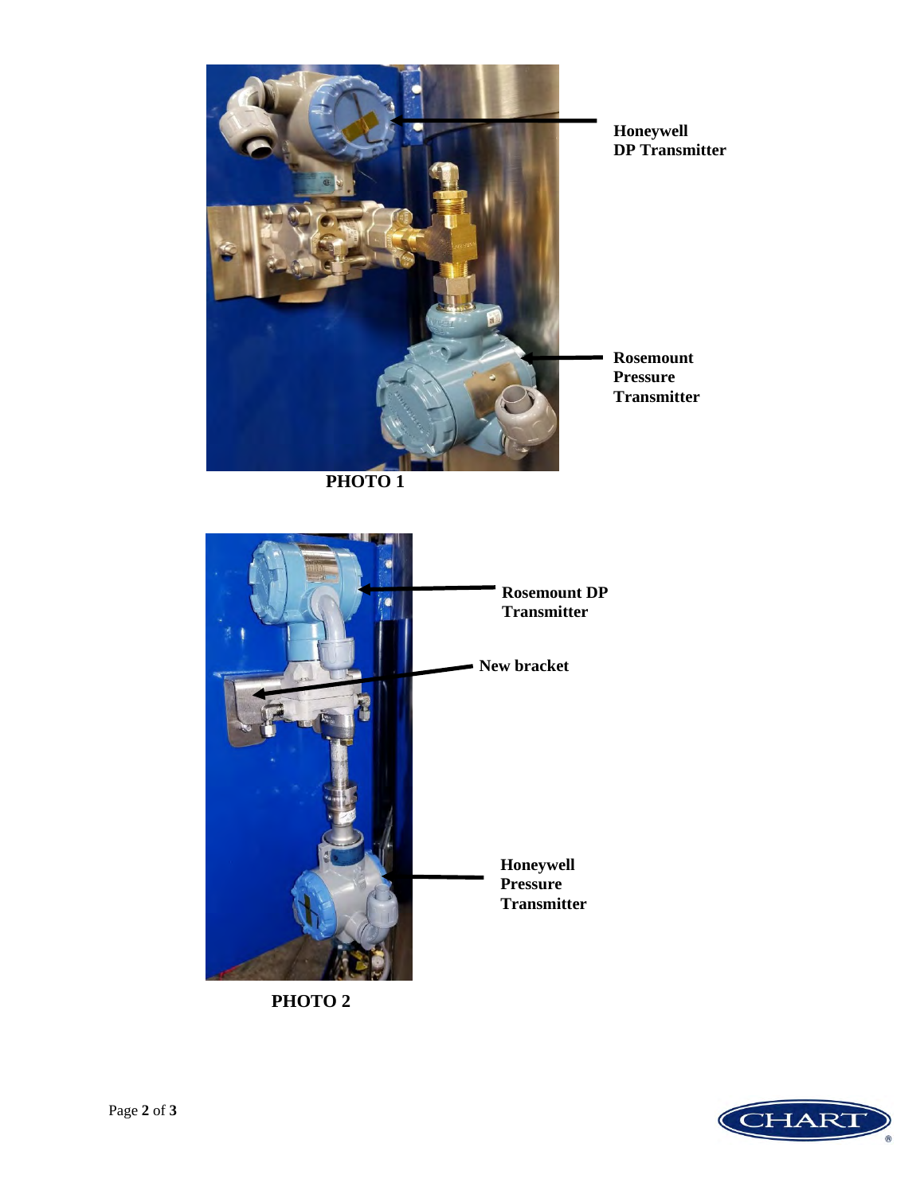Honeywell DP Transmitter

Rosemount Pressure Transmitter

**PHOTO 1**

Rosemount DP Transmitter

New bracket

Honeywell Pressure Transmitter

**PHOTO 2**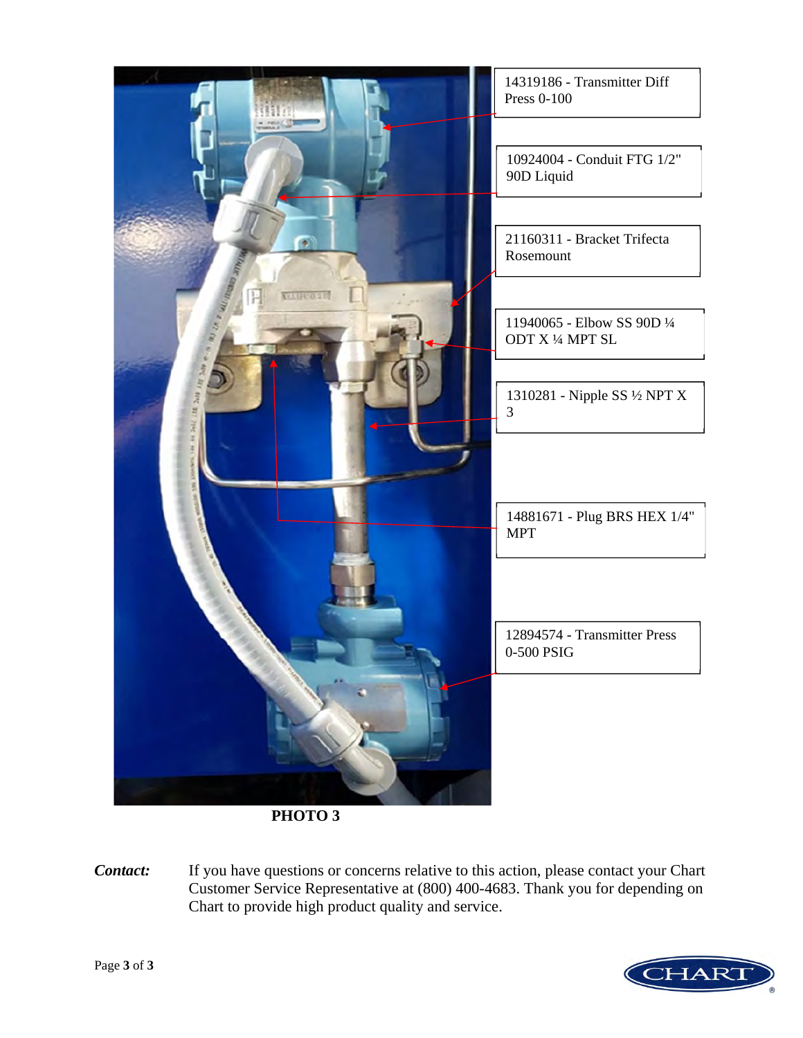14319186 - Transmitter Diff Press 0-100

10924004 - Conduit FTG 1/2" 90D Liquid

21160311 - Bracket Trifecta Rosemount

11940065 - Elbow SS 90D ¼ ODT X ¼ MPT SL

1310281 - Nipple SS ½ NPT X 3

14881671 - Plug BRS HEX 1/4" MPT

12894574 - Transmitter Press 0-500 PSIG

**PHOTO 3**

***Contact:*** If you have questions or concerns relative to this action, please contact your Chart Customer Service Representative at (800) 400-4683. Thank you for depending on Chart to provide high product quality and service.